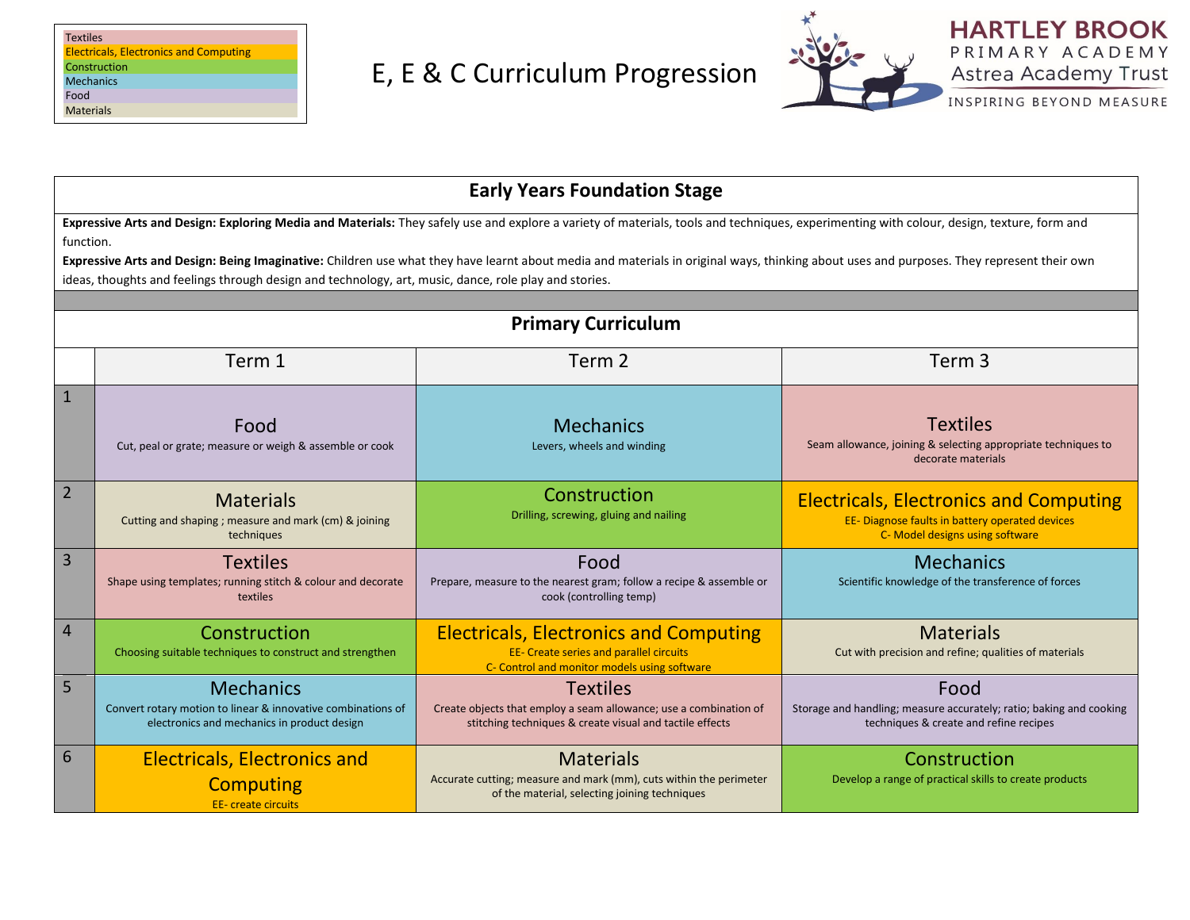| Key |
| --- |
| Textiles |
| Electricals, Electronics and Computing |
| Construction |
| Mechanics |
| Food |
| Materials |

# E, E & C Curriculum Progression

HARTLEY BROOK PRIMARY ACADEMY
Astrea Academy Trust
INSPIRING BEYOND MEASURE

## Early Years Foundation Stage

**Expressive Arts and Design: Exploring Media and Materials:** They safely use and explore a variety of materials, tools and techniques, experimenting with colour, design, texture, form and function.

**Expressive Arts and Design: Being Imaginative:** Children use what they have learnt about media and materials in original ways, thinking about uses and purposes. They represent their own ideas, thoughts and feelings through design and technology, art, music, dance, role play and stories.

## Primary Curriculum

| | Term 1 | Term 2 | Term 3 |
| --- | --- | --- | --- |
| 1 | **Food**<br>Cut, peal or grate; measure or weigh & assemble or cook | **Mechanics**<br>Levers, wheels and winding | **Textiles**<br>Seam allowance, joining & selecting appropriate techniques to decorate materials |
| 2 | **Materials**<br>Cutting and shaping ; measure and mark (cm) & joining techniques | **Construction**<br>Drilling, screwing, gluing and nailing | **Electricals, Electronics and Computing**<br>EE- Diagnose faults in battery operated devices<br>C- Model designs using software |
| 3 | **Textiles**<br>Shape using templates; running stitch & colour and decorate textiles | **Food**<br>Prepare, measure to the nearest gram; follow a recipe & assemble or cook (controlling temp) | **Mechanics**<br>Scientific knowledge of the transference of forces |
| 4 | **Construction**<br>Choosing suitable techniques to construct and strengthen | **Electricals, Electronics and Computing**<br>EE- Create series and parallel circuits<br>C- Control and monitor models using software | **Materials**<br>Cut with precision and refine; qualities of materials |
| 5 | **Mechanics**<br>Convert rotary motion to linear & innovative combinations of electronics and mechanics in product design | **Textiles**<br>Create objects that employ a seam allowance; use a combination of stitching techniques & create visual and tactile effects | **Food**<br>Storage and handling; measure accurately; ratio; baking and cooking techniques & create and refine recipes |
| 6 | **Electricals, Electronics and Computing**<br>EE- create circuits | **Materials**<br>Accurate cutting; measure and mark (mm), cuts within the perimeter of the material, selecting joining techniques | **Construction**<br>Develop a range of practical skills to create products |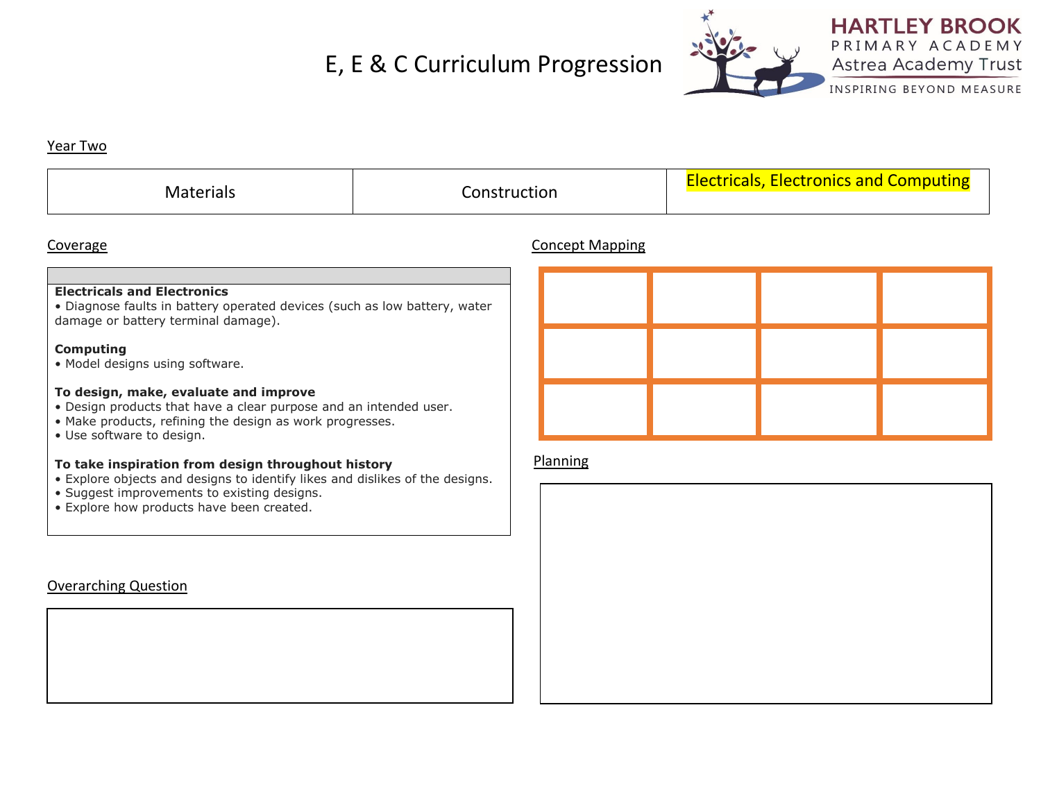# E, E & C Curriculum Progression

HARTLEY BROOK PRIMARY ACADEMY
Astrea Academy Trust
INSPIRING BEYOND MEASURE

## Year Two

| Materials | Construction | Electricals, Electronics and Computing |
| --- | --- | --- |

## Coverage

**Electricals and Electronics**
- Diagnose faults in battery operated devices (such as low battery, water damage or battery terminal damage).

**Computing**
- Model designs using software.

**To design, make, evaluate and improve**
- Design products that have a clear purpose and an intended user.
- Make products, refining the design as work progresses.
- Use software to design.

**To take inspiration from design throughout history**
- Explore objects and designs to identify likes and dislikes of the designs.
- Suggest improvements to existing designs.
- Explore how products have been created.

## Concept Mapping

| | | | |
| --- | --- | --- | --- |
| | | | |
| | | | |
| | | | |

## Planning

## Overarching Question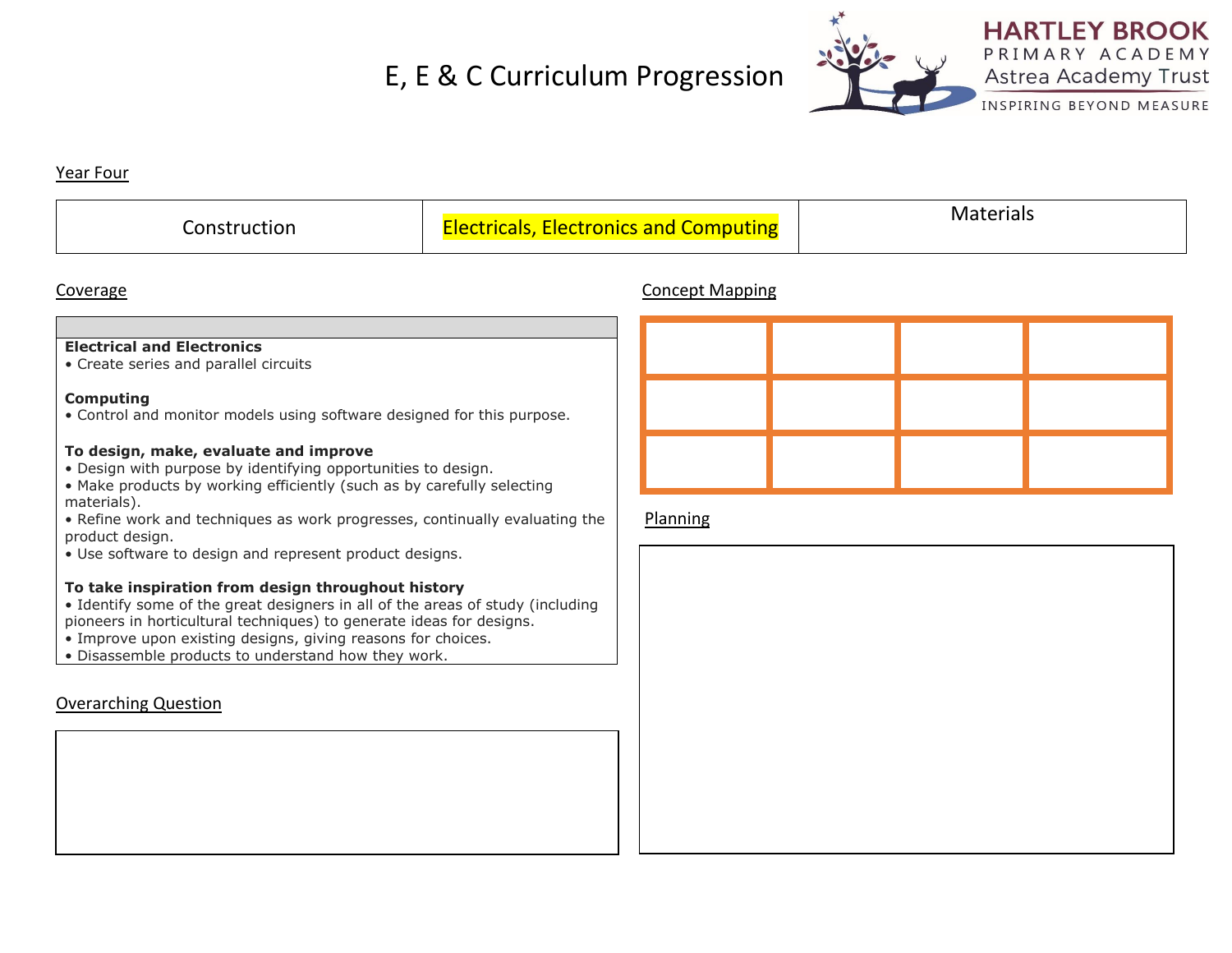# E, E & C Curriculum Progression

HARTLEY BROOK PRIMARY ACADEMY
Astrea Academy Trust
INSPIRING BEYOND MEASURE

## Year Four

| Construction | Electricals, Electronics and Computing | Materials |
|---|---|---|

## Coverage

**Electrical and Electronics**
• Create series and parallel circuits

**Computing**
• Control and monitor models using software designed for this purpose.

**To design, make, evaluate and improve**
• Design with purpose by identifying opportunities to design.
• Make products by working efficiently (such as by carefully selecting materials).
• Refine work and techniques as work progresses, continually evaluating the product design.
• Use software to design and represent product designs.

**To take inspiration from design throughout history**
• Identify some of the great designers in all of the areas of study (including pioneers in horticultural techniques) to generate ideas for designs.
• Improve upon existing designs, giving reasons for choices.
• Disassemble products to understand how they work.

## Overarching Question

## Concept Mapping

| | | | |
|---|---|---|---|
| | | | |
| | | | |
| | | | |

## Planning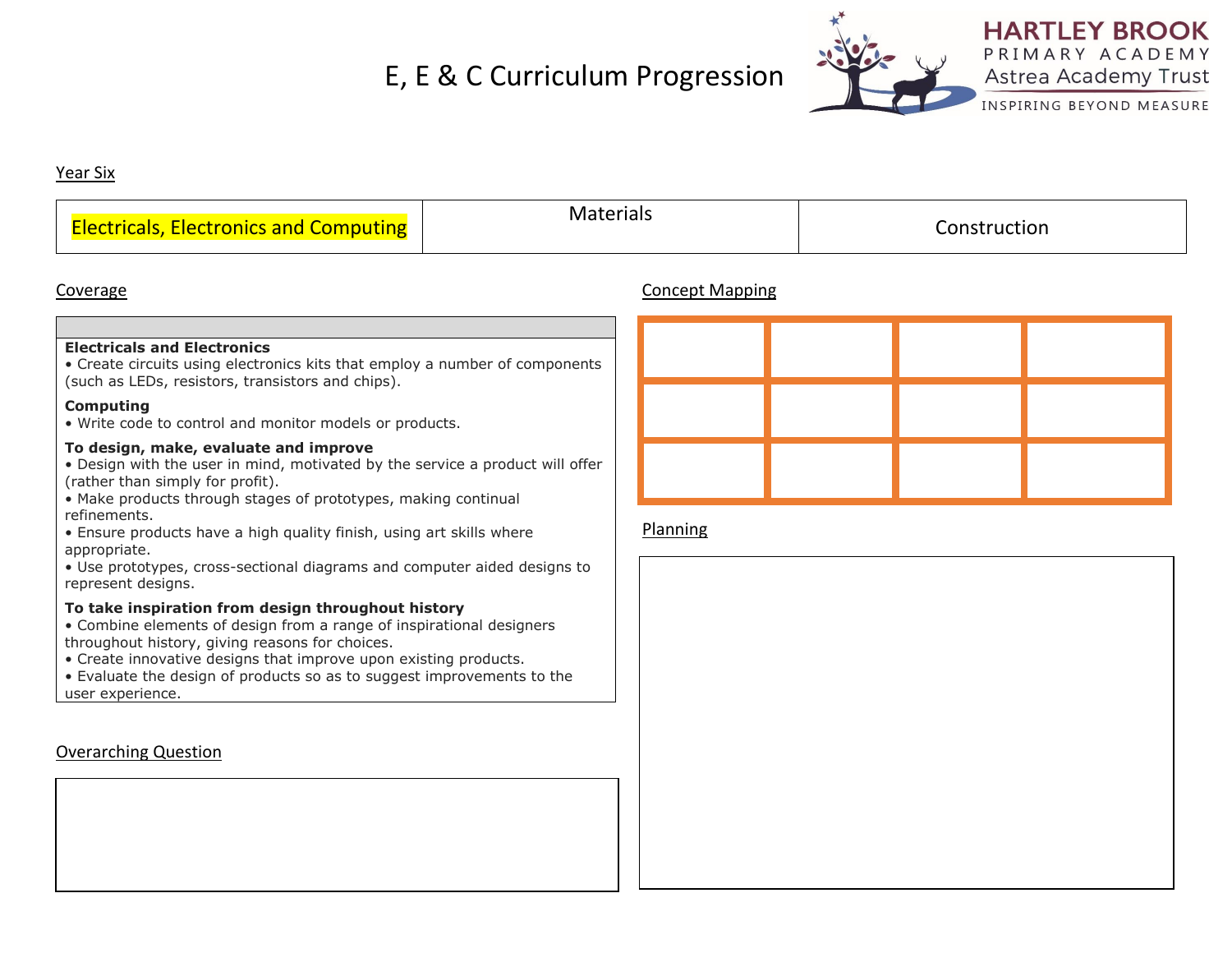# E, E & C Curriculum Progression

HARTLEY BROOK
PRIMARY ACADEMY
Astrea Academy Trust
INSPIRING BEYOND MEASURE

## Year Six

| Electricals, Electronics and Computing | Materials | Construction |
| --- | --- | --- |

## Coverage

**Electricals and Electronics**
• Create circuits using electronics kits that employ a number of components (such as LEDs, resistors, transistors and chips).

**Computing**
• Write code to control and monitor models or products.

**To design, make, evaluate and improve**
• Design with the user in mind, motivated by the service a product will offer (rather than simply for profit).
• Make products through stages of prototypes, making continual refinements.
• Ensure products have a high quality finish, using art skills where appropriate.
• Use prototypes, cross-sectional diagrams and computer aided designs to represent designs.

**To take inspiration from design throughout history**
• Combine elements of design from a range of inspirational designers throughout history, giving reasons for choices.
• Create innovative designs that improve upon existing products.
• Evaluate the design of products so as to suggest improvements to the user experience.

## Overarching Question

## Concept Mapping

| | | | |
| --- | --- | --- | --- |
| | | | |
| | | | |
| | | | |

## Planning